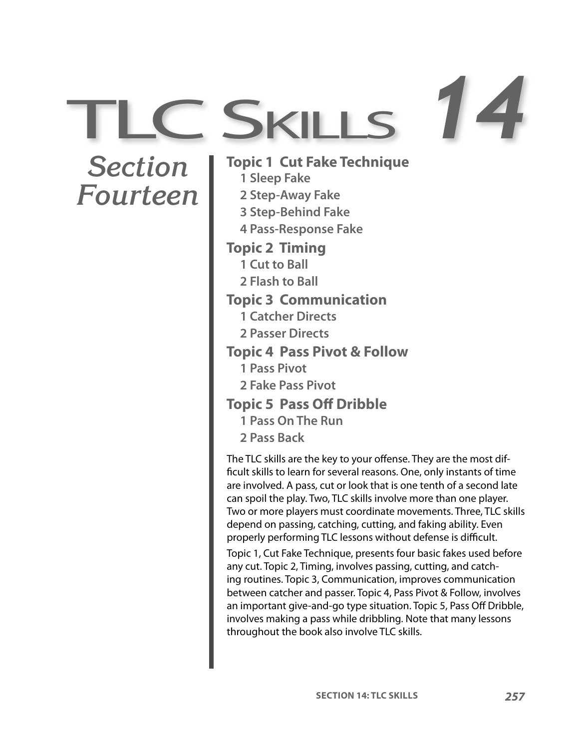# TLC Skills 14

## Section Fourteen

**Topic 1 Cut Fake Technique**
- 1 Sleep Fake
- 2 Step-Away Fake
- 3 Step-Behind Fake
- 4 Pass-Response Fake

**Topic 2 Timing**
- 1 Cut to Ball
- 2 Flash to Ball

**Topic 3 Communication**
- 1 Catcher Directs
- 2 Passer Directs

**Topic 4 Pass Pivot & Follow**
- 1 Pass Pivot
- 2 Fake Pass Pivot

**Topic 5 Pass Off Dribble**
- 1 Pass On The Run
- 2 Pass Back

The TLC skills are the key to your offense. They are the most difficult skills to learn for several reasons. One, only instants of time are involved. A pass, cut or look that is one tenth of a second late can spoil the play. Two, TLC skills involve more than one player. Two or more players must coordinate movements. Three, TLC skills depend on passing, catching, cutting, and faking ability. Even properly performing TLC lessons without defense is difficult.

Topic 1, Cut Fake Technique, presents four basic fakes used before any cut. Topic 2, Timing, involves passing, cutting, and catching routines. Topic 3, Communication, improves communication between catcher and passer. Topic 4, Pass Pivot & Follow, involves an important give-and-go type situation. Topic 5, Pass Off Dribble, involves making a pass while dribbling. Note that many lessons throughout the book also involve TLC skills.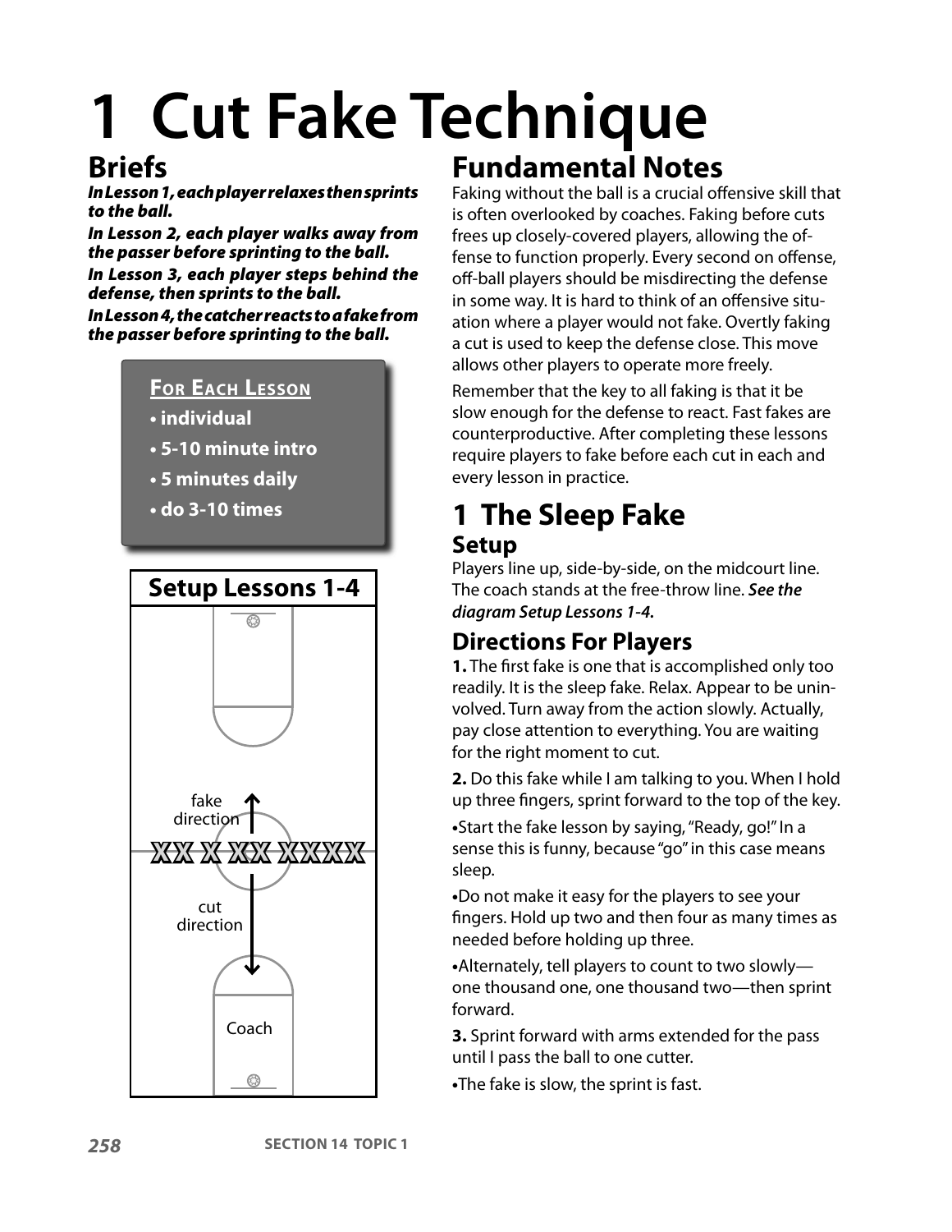# 1 Cut Fake Technique

## Briefs

***In Lesson 1, each player relaxes then sprints to the ball.***

***In Lesson 2, each player walks away from the passer before sprinting to the ball.***

***In Lesson 3, each player steps behind the defense, then sprints to the ball.***

***In Lesson 4, the catcher reacts to a fake from the passer before sprinting to the ball.***

**For Each Lesson**

- **individual**
- **5-10 minute intro**
- **5 minutes daily**
- **do 3-10 times**

**Setup Lessons 1-4**

fake direction

XX X XX XXXX

cut direction

Coach

## Fundamental Notes

Faking without the ball is a crucial offensive skill that is often overlooked by coaches. Faking before cuts frees up closely-covered players, allowing the offense to function properly. Every second on offense, off-ball players should be misdirecting the defense in some way. It is hard to think of an offensive situation where a player would not fake. Overtly faking a cut is used to keep the defense close. This move allows other players to operate more freely.

Remember that the key to all faking is that it be slow enough for the defense to react. Fast fakes are counterproductive. After completing these lessons require players to fake before each cut in each and every lesson in practice.

## 1 The Sleep Fake

### Setup

Players line up, side-by-side, on the midcourt line. The coach stands at the free-throw line. ***See the diagram Setup Lessons 1-4.***

### Directions For Players

**1.** The first fake is one that is accomplished only too readily. It is the sleep fake. Relax. Appear to be uninvolved. Turn away from the action slowly. Actually, pay close attention to everything. You are waiting for the right moment to cut.

**2.** Do this fake while I am talking to you. When I hold up three fingers, sprint forward to the top of the key.

•Start the fake lesson by saying, "Ready, go!" In a sense this is funny, because "go" in this case means sleep.

•Do not make it easy for the players to see your fingers. Hold up two and then four as many times as needed before holding up three.

•Alternately, tell players to count to two slowly—one thousand one, one thousand two—then sprint forward.

**3.** Sprint forward with arms extended for the pass until I pass the ball to one cutter.

•The fake is slow, the sprint is fast.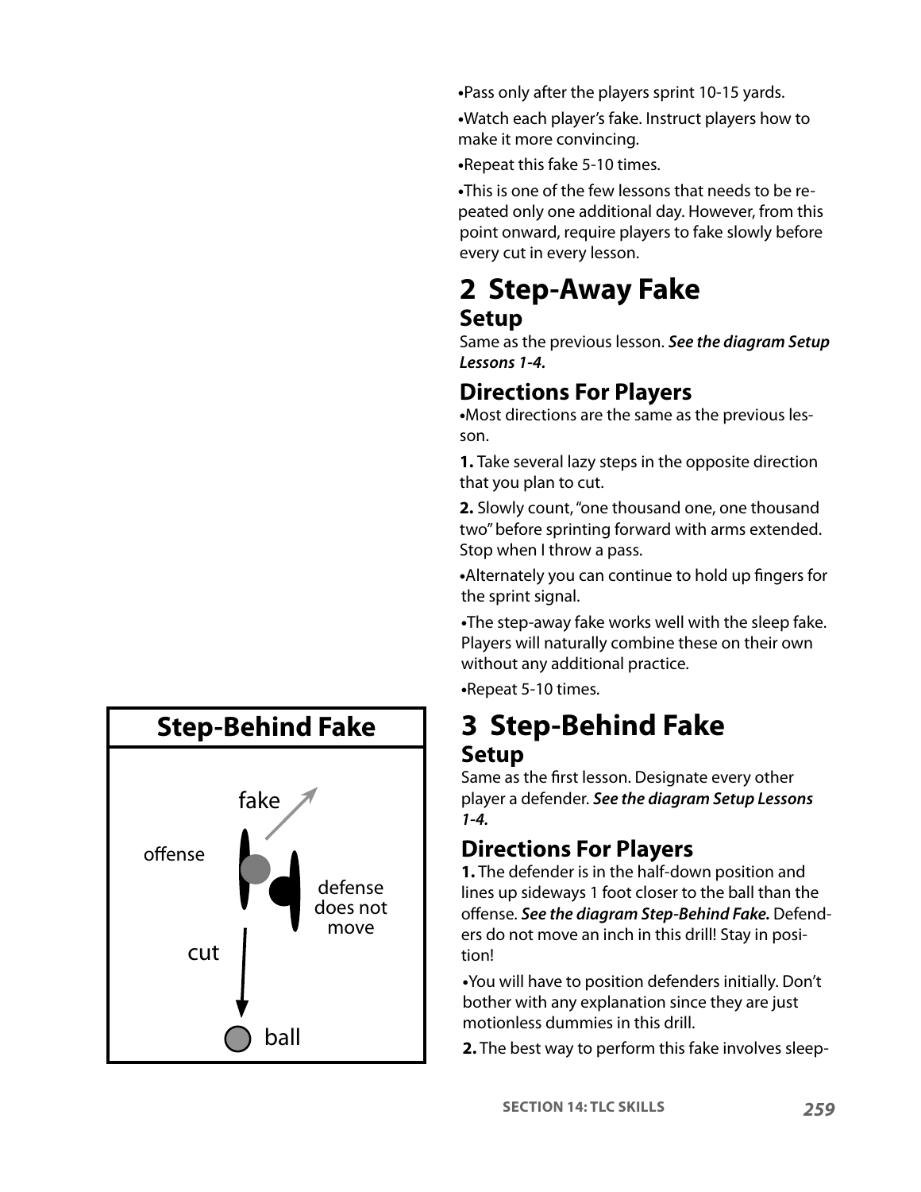- Pass only after the players sprint 10-15 yards.
- Watch each player's fake. Instruct players how to make it more convincing.
- Repeat this fake 5-10 times.
- This is one of the few lessons that needs to be repeated only one additional day. However, from this point onward, require players to fake slowly before every cut in every lesson.

## 2 Step-Away Fake

### Setup

Same as the previous lesson. ***See the diagram Setup Lessons 1-4.***

### Directions For Players

- Most directions are the same as the previous lesson.

**1.** Take several lazy steps in the opposite direction that you plan to cut.

**2.** Slowly count, "one thousand one, one thousand two" before sprinting forward with arms extended. Stop when I throw a pass.

- Alternately you can continue to hold up fingers for the sprint signal.
- The step-away fake works well with the sleep fake. Players will naturally combine these on their own without any additional practice.
- Repeat 5-10 times.

## 3 Step-Behind Fake

### Setup

Same as the first lesson. Designate every other player a defender. ***See the diagram Setup Lessons 1-4.***

### Directions For Players

**1.** The defender is in the half-down position and lines up sideways 1 foot closer to the ball than the offense. ***See the diagram Step-Behind Fake.*** Defenders do not move an inch in this drill! Stay in position!

- You will have to position defenders initially. Don't bother with any explanation since they are just motionless dummies in this drill.

**2.** The best way to perform this fake involves sleep-

**Step-Behind Fake**

fake

offense

defense does not move

cut

ball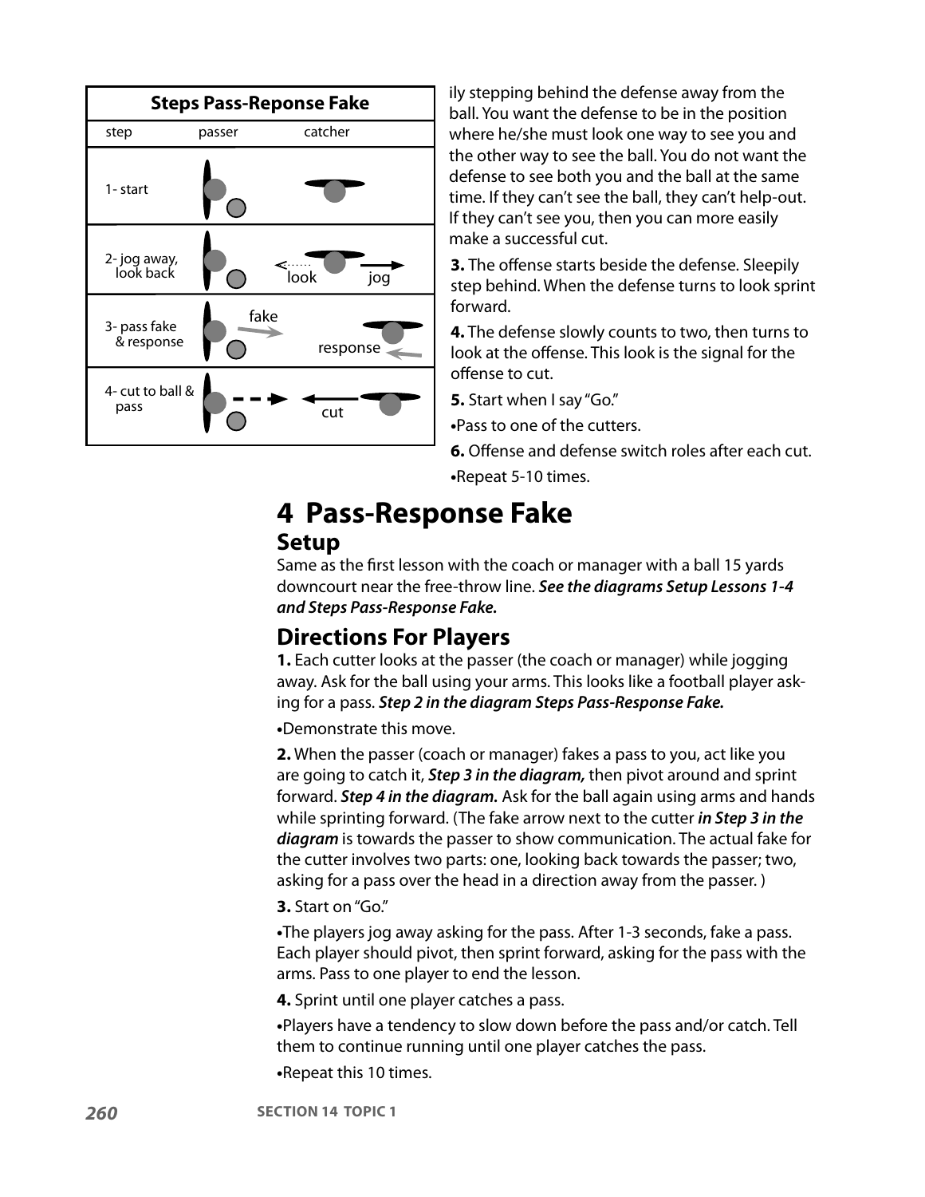**Steps Pass-Reponse Fake**

step passer catcher

1- start

2- jog away, look back

look jog

3- pass fake & response

fake

response

4- cut to ball & pass

cut

ily stepping behind the defense away from the ball. You want the defense to be in the position where he/she must look one way to see you and the other way to see the ball. You do not want the defense to see both you and the ball at the same time. If they can't see the ball, they can't help-out. If they can't see you, then you can more easily make a successful cut.

**3.** The offense starts beside the defense. Sleepily step behind. When the defense turns to look sprint forward.

**4.** The defense slowly counts to two, then turns to look at the offense. This look is the signal for the offense to cut.

**5.** Start when I say "Go."

•Pass to one of the cutters.

**6.** Offense and defense switch roles after each cut.

•Repeat 5-10 times.

# 4 Pass-Response Fake

## Setup

Same as the first lesson with the coach or manager with a ball 15 yards downcourt near the free-throw line. ***See the diagrams Setup Lessons 1-4 and Steps Pass-Response Fake.***

## Directions For Players

**1.** Each cutter looks at the passer (the coach or manager) while jogging away. Ask for the ball using your arms. This looks like a football player asking for a pass. ***Step 2 in the diagram Steps Pass-Response Fake.***

•Demonstrate this move.

**2.** When the passer (coach or manager) fakes a pass to you, act like you are going to catch it, ***Step 3 in the diagram,*** then pivot around and sprint forward. ***Step 4 in the diagram.*** Ask for the ball again using arms and hands while sprinting forward. (The fake arrow next to the cutter ***in Step 3 in the diagram*** is towards the passer to show communication. The actual fake for the cutter involves two parts: one, looking back towards the passer; two, asking for a pass over the head in a direction away from the passer. )

**3.** Start on "Go."

•The players jog away asking for the pass. After 1-3 seconds, fake a pass. Each player should pivot, then sprint forward, asking for the pass with the arms. Pass to one player to end the lesson.

**4.** Sprint until one player catches a pass.

•Players have a tendency to slow down before the pass and/or catch. Tell them to continue running until one player catches the pass.

•Repeat this 10 times.